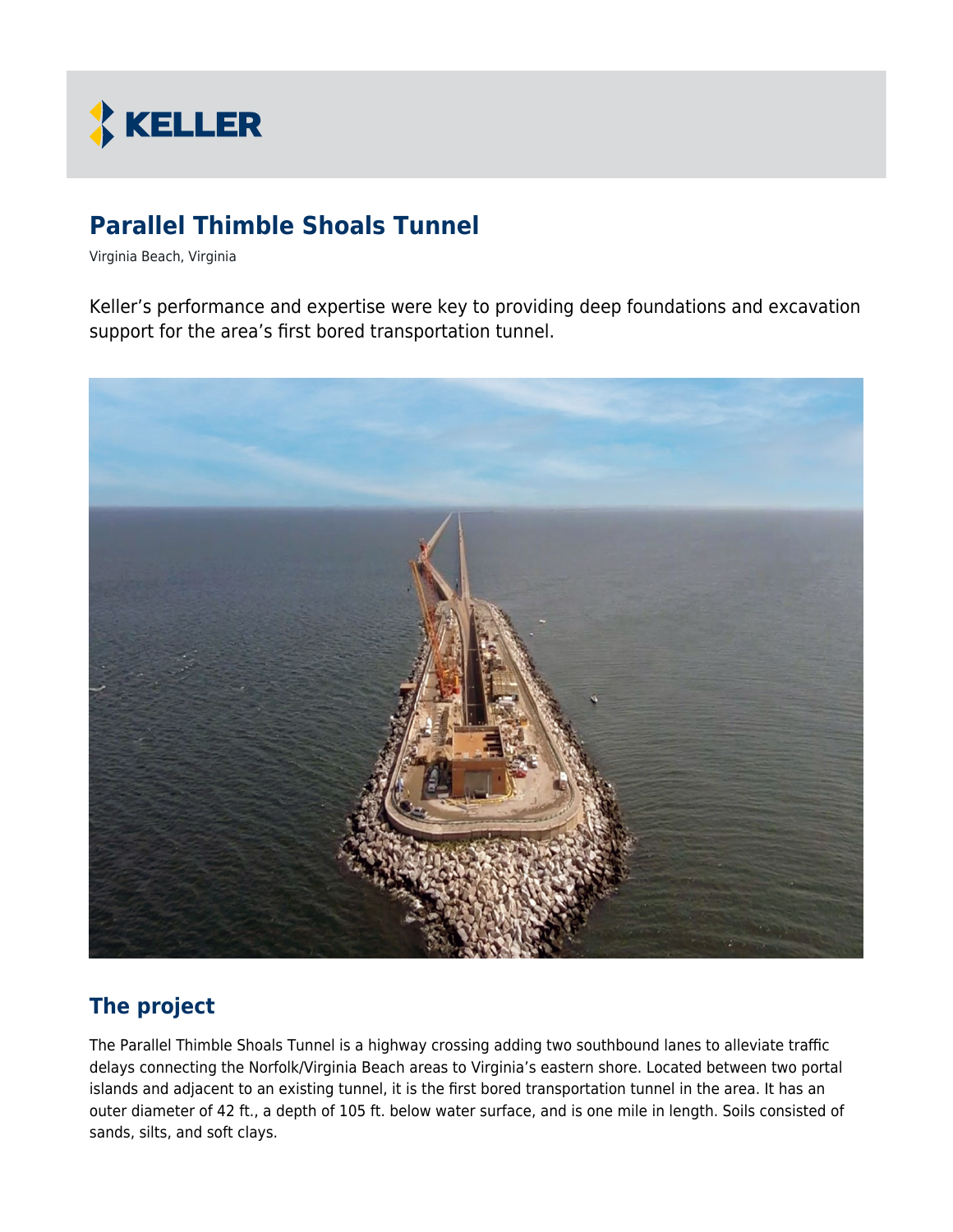# Parallel Thimble Shoals Tunnel

Virginia Beach, Virginia

Keller's performance and expertise were key to providing deep foundations and excavation support for the area's first bored transportation tunnel.

## The project

The Parallel Thimble Shoals Tunnel is a highway crossing adding two southbound lanes to alleviate traffic delays connecting the Norfolk/Virginia Beach areas to Virginia's eastern shore. Located between two portal islands and adjacent to an existing tunnel, it is the first bored transportation tunnel in the area. It has an outer diameter of 42 ft., a depth of 105 ft. below water surface, and is one mile in length. Soils consisted of sands, silts, and soft clays.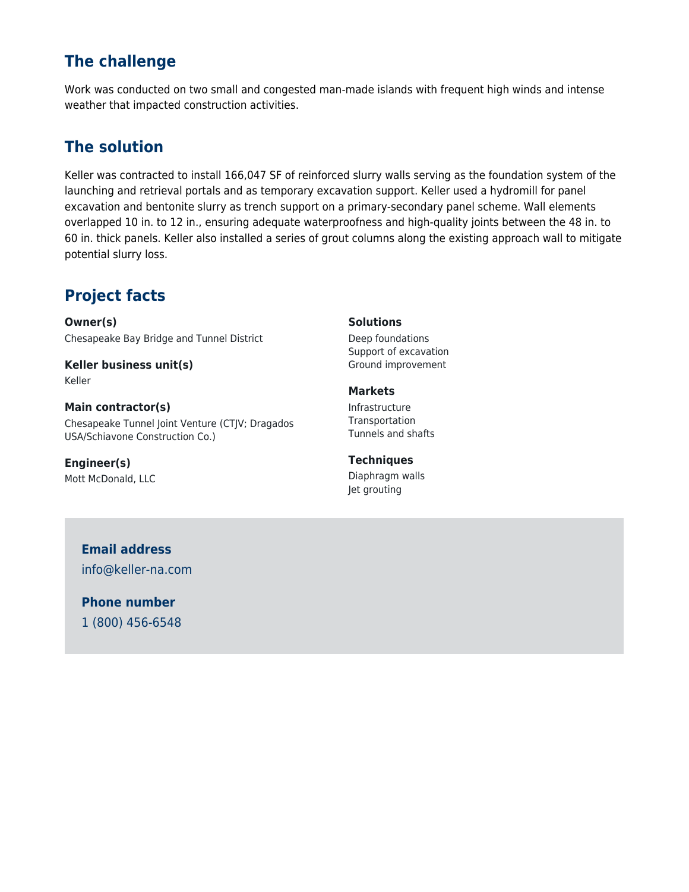## The challenge

Work was conducted on two small and congested man-made islands with frequent high winds and intense weather that impacted construction activities.

## The solution

Keller was contracted to install 166,047 SF of reinforced slurry walls serving as the foundation system of the launching and retrieval portals and as temporary excavation support. Keller used a hydromill for panel excavation and bentonite slurry as trench support on a primary-secondary panel scheme. Wall elements overlapped 10 in. to 12 in., ensuring adequate waterproofness and high-quality joints between the 48 in. to 60 in. thick panels. Keller also installed a series of grout columns along the existing approach wall to mitigate potential slurry loss.

## Project facts

**Owner(s)**
Chesapeake Bay Bridge and Tunnel District

**Keller business unit(s)**
Keller

**Main contractor(s)**
Chesapeake Tunnel Joint Venture (CTJV; Dragados USA/Schiavone Construction Co.)

**Engineer(s)**
Mott McDonald, LLC

**Solutions**
Deep foundations
Support of excavation
Ground improvement

**Markets**
Infrastructure
Transportation
Tunnels and shafts

**Techniques**
Diaphragm walls
Jet grouting

**Email address**
info@keller-na.com

**Phone number**
1 (800) 456-6548